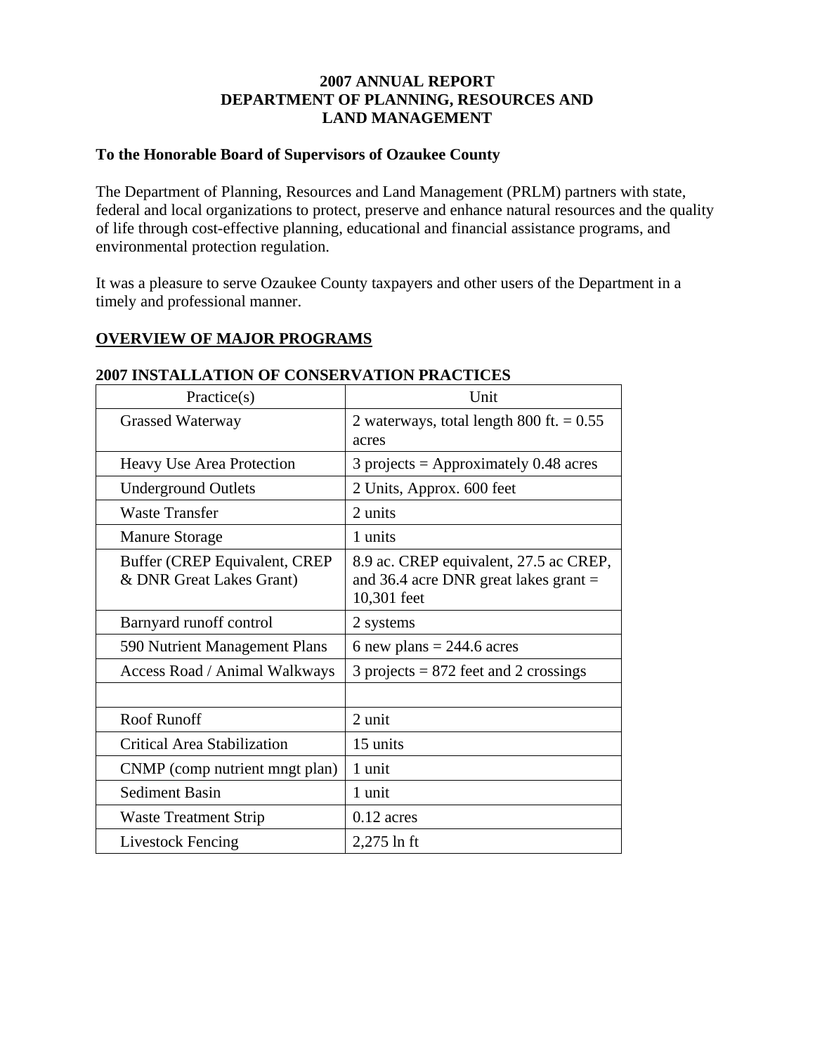# 2007 ANNUAL REPORT
# DEPARTMENT OF PLANNING, RESOURCES AND LAND MANAGEMENT

**To the Honorable Board of Supervisors of Ozaukee County**

The Department of Planning, Resources and Land Management (PRLM) partners with state, federal and local organizations to protect, preserve and enhance natural resources and the quality of life through cost-effective planning, educational and financial assistance programs, and environmental protection regulation.

It was a pleasure to serve Ozaukee County taxpayers and other users of the Department in a timely and professional manner.

## OVERVIEW OF MAJOR PROGRAMS

### 2007 INSTALLATION OF CONSERVATION PRACTICES

| Practice(s) | Unit |
|---|---|
| Grassed Waterway | 2 waterways, total length 800 ft. = 0.55 acres |
| Heavy Use Area Protection | 3 projects = Approximately 0.48 acres |
| Underground Outlets | 2 Units, Approx. 600 feet |
| Waste Transfer | 2 units |
| Manure Storage | 1 units |
| Buffer (CREP Equivalent, CREP & DNR Great Lakes Grant) | 8.9 ac. CREP equivalent, 27.5 ac CREP, and 36.4 acre DNR great lakes grant = 10,301 feet |
| Barnyard runoff control | 2 systems |
| 590 Nutrient Management Plans | 6 new plans = 244.6 acres |
| Access Road / Animal Walkways | 3 projects = 872 feet and 2 crossings |
| | |
| Roof Runoff | 2 unit |
| Critical Area Stabilization | 15 units |
| CNMP (comp nutrient mngt plan) | 1 unit |
| Sediment Basin | 1 unit |
| Waste Treatment Strip | 0.12 acres |
| Livestock Fencing | 2,275 ln ft |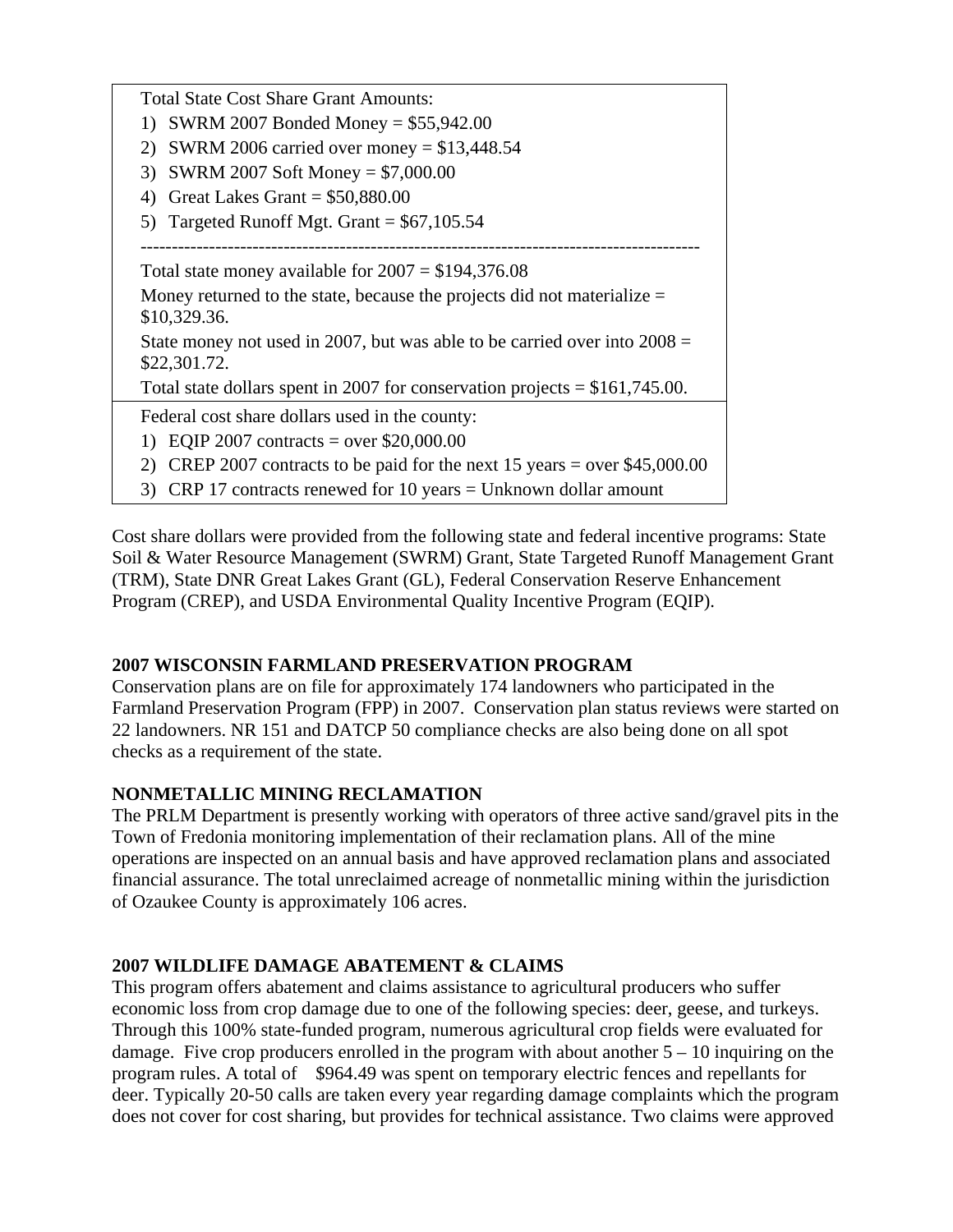Total State Cost Share Grant Amounts:

1) SWRM 2007 Bonded Money = $55,942.00
2) SWRM 2006 carried over money = $13,448.54
3) SWRM 2007 Soft Money = $7,000.00
4) Great Lakes Grant = $50,880.00
5) Targeted Runoff Mgt. Grant = $67,105.54

-----------------------------------------------------------------------------------------

Total state money available for 2007 = $194,376.08

Money returned to the state, because the projects did not materialize = $10,329.36.

State money not used in 2007, but was able to be carried over into 2008 = $22,301.72.

Total state dollars spent in 2007 for conservation projects = $161,745.00.

Federal cost share dollars used in the county:

1) EQIP 2007 contracts = over $20,000.00
2) CREP 2007 contracts to be paid for the next 15 years = over $45,000.00
3) CRP 17 contracts renewed for 10 years = Unknown dollar amount

Cost share dollars were provided from the following state and federal incentive programs: State Soil & Water Resource Management (SWRM) Grant, State Targeted Runoff Management Grant (TRM), State DNR Great Lakes Grant (GL), Federal Conservation Reserve Enhancement Program (CREP), and USDA Environmental Quality Incentive Program (EQIP).

**2007 WISCONSIN FARMLAND PRESERVATION PROGRAM**

Conservation plans are on file for approximately 174 landowners who participated in the Farmland Preservation Program (FPP) in 2007. Conservation plan status reviews were started on 22 landowners. NR 151 and DATCP 50 compliance checks are also being done on all spot checks as a requirement of the state.

**NONMETALLIC MINING RECLAMATION**

The PRLM Department is presently working with operators of three active sand/gravel pits in the Town of Fredonia monitoring implementation of their reclamation plans. All of the mine operations are inspected on an annual basis and have approved reclamation plans and associated financial assurance. The total unreclaimed acreage of nonmetallic mining within the jurisdiction of Ozaukee County is approximately 106 acres.

**2007 WILDLIFE DAMAGE ABATEMENT & CLAIMS**

This program offers abatement and claims assistance to agricultural producers who suffer economic loss from crop damage due to one of the following species: deer, geese, and turkeys. Through this 100% state-funded program, numerous agricultural crop fields were evaluated for damage. Five crop producers enrolled in the program with about another 5 – 10 inquiring on the program rules. A total of $964.49 was spent on temporary electric fences and repellants for deer. Typically 20-50 calls are taken every year regarding damage complaints which the program does not cover for cost sharing, but provides for technical assistance. Two claims were approved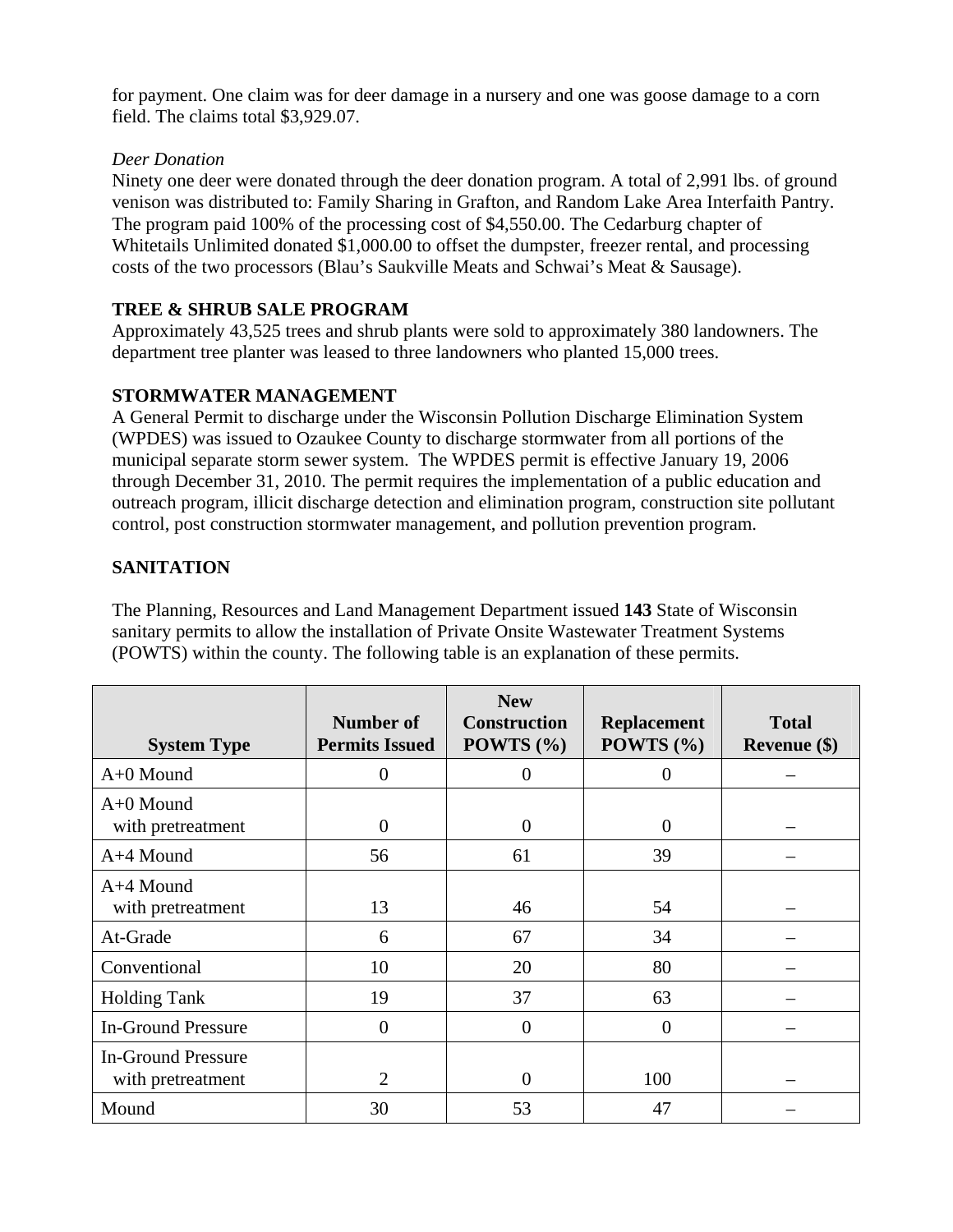for payment. One claim was for deer damage in a nursery and one was goose damage to a corn field. The claims total $3,929.07.

*Deer Donation*

Ninety one deer were donated through the deer donation program. A total of 2,991 lbs. of ground venison was distributed to: Family Sharing in Grafton, and Random Lake Area Interfaith Pantry. The program paid 100% of the processing cost of $4,550.00. The Cedarburg chapter of Whitetails Unlimited donated $1,000.00 to offset the dumpster, freezer rental, and processing costs of the two processors (Blau's Saukville Meats and Schwai's Meat & Sausage).

**TREE & SHRUB SALE PROGRAM**

Approximately 43,525 trees and shrub plants were sold to approximately 380 landowners. The department tree planter was leased to three landowners who planted 15,000 trees.

**STORMWATER MANAGEMENT**

A General Permit to discharge under the Wisconsin Pollution Discharge Elimination System (WPDES) was issued to Ozaukee County to discharge stormwater from all portions of the municipal separate storm sewer system. The WPDES permit is effective January 19, 2006 through December 31, 2010. The permit requires the implementation of a public education and outreach program, illicit discharge detection and elimination program, construction site pollutant control, post construction stormwater management, and pollution prevention program.

**SANITATION**

The Planning, Resources and Land Management Department issued **143** State of Wisconsin sanitary permits to allow the installation of Private Onsite Wastewater Treatment Systems (POWTS) within the county. The following table is an explanation of these permits.

| System Type | Number of Permits Issued | New Construction POWTS (%) | Replacement POWTS (%) | Total Revenue ($) |
|---|---|---|---|---|
| A+0 Mound | 0 | 0 | 0 | – |
| A+0 Mound with pretreatment | 0 | 0 | 0 | – |
| A+4 Mound | 56 | 61 | 39 | – |
| A+4 Mound with pretreatment | 13 | 46 | 54 | – |
| At-Grade | 6 | 67 | 34 | – |
| Conventional | 10 | 20 | 80 | – |
| Holding Tank | 19 | 37 | 63 | – |
| In-Ground Pressure | 0 | 0 | 0 | – |
| In-Ground Pressure with pretreatment | 2 | 0 | 100 | – |
| Mound | 30 | 53 | 47 | – |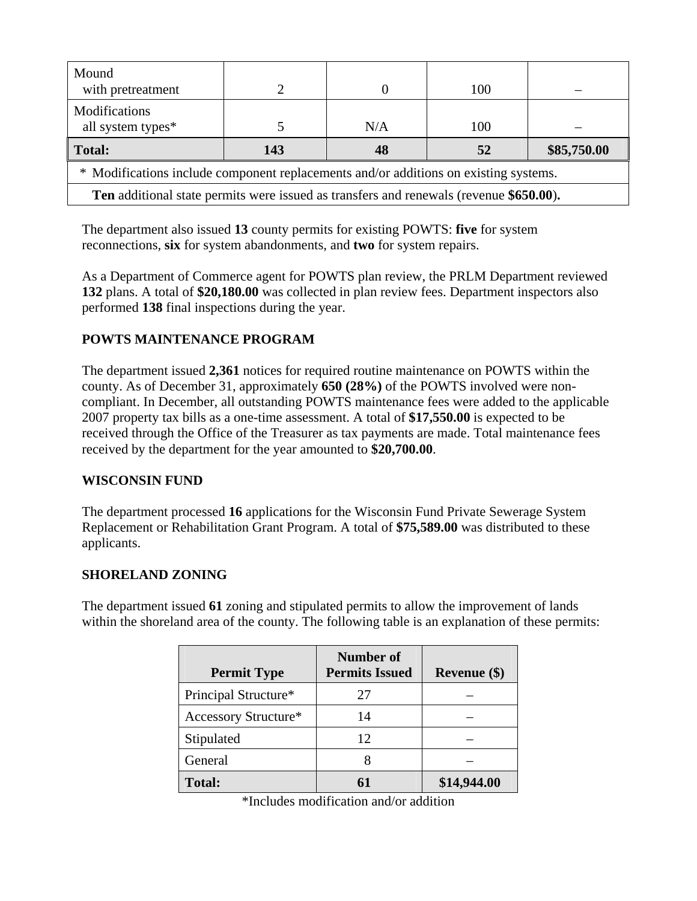| | | | | |
|---|---|---|---|---|
| Mound with pretreatment | 2 | 0 | 100 | – |
| Modifications all system types* | 5 | N/A | 100 | – |
| **Total:** | **143** | **48** | **52** | **$85,750.00** |

\* Modifications include component replacements and/or additions on existing systems.

**Ten** additional state permits were issued as transfers and renewals (revenue **$650.00**).

The department also issued **13** county permits for existing POWTS: **five** for system reconnections, **six** for system abandonments, and **two** for system repairs.

As a Department of Commerce agent for POWTS plan review, the PRLM Department reviewed **132** plans. A total of **$20,180.00** was collected in plan review fees. Department inspectors also performed **138** final inspections during the year.

## POWTS MAINTENANCE PROGRAM

The department issued **2,361** notices for required routine maintenance on POWTS within the county. As of December 31, approximately **650 (28%)** of the POWTS involved were non-compliant. In December, all outstanding POWTS maintenance fees were added to the applicable 2007 property tax bills as a one-time assessment. A total of **$17,550.00** is expected to be received through the Office of the Treasurer as tax payments are made. Total maintenance fees received by the department for the year amounted to **$20,700.00**.

## WISCONSIN FUND

The department processed **16** applications for the Wisconsin Fund Private Sewerage System Replacement or Rehabilitation Grant Program. A total of **$75,589.00** was distributed to these applicants.

## SHORELAND ZONING

The department issued **61** zoning and stipulated permits to allow the improvement of lands within the shoreland area of the county. The following table is an explanation of these permits:

| Permit Type | Number of Permits Issued | Revenue ($) |
|---|---|---|
| Principal Structure* | 27 | – |
| Accessory Structure* | 14 | – |
| Stipulated | 12 | – |
| General | 8 | – |
| **Total:** | **61** | **$14,944.00** |

*Includes modification and/or addition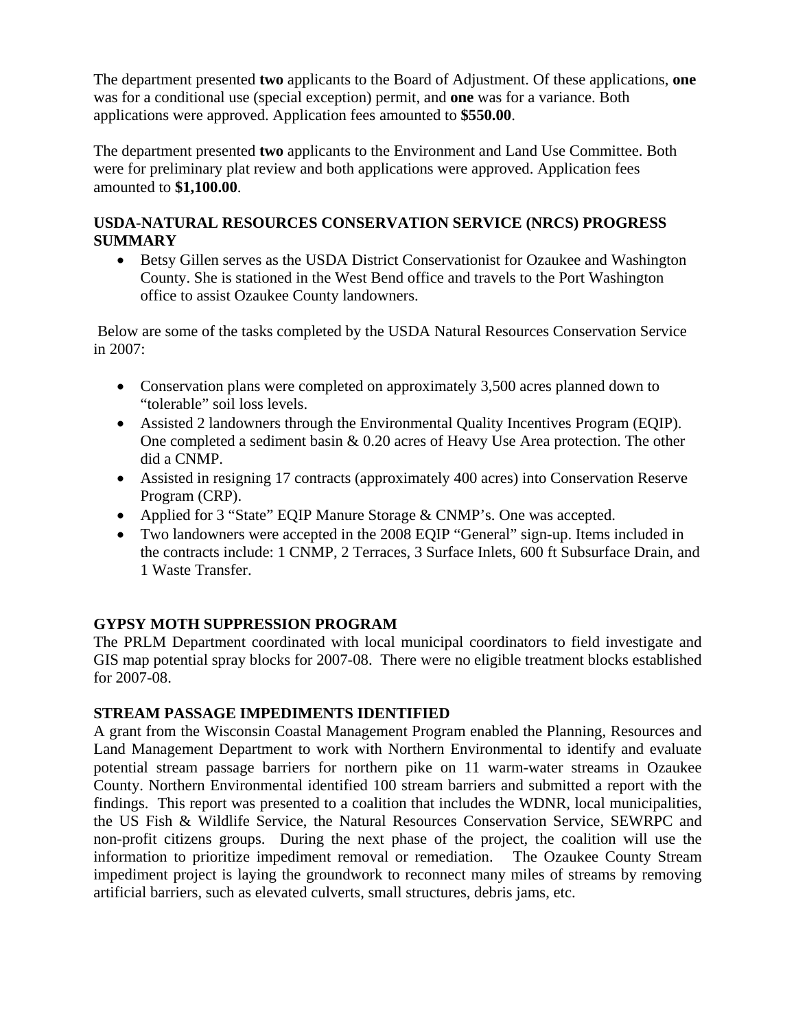The department presented **two** applicants to the Board of Adjustment. Of these applications, **one** was for a conditional use (special exception) permit, and **one** was for a variance. Both applications were approved. Application fees amounted to **$550.00**.

The department presented **two** applicants to the Environment and Land Use Committee. Both were for preliminary plat review and both applications were approved. Application fees amounted to **$1,100.00**.

## USDA-NATURAL RESOURCES CONSERVATION SERVICE (NRCS) PROGRESS SUMMARY

- Betsy Gillen serves as the USDA District Conservationist for Ozaukee and Washington County. She is stationed in the West Bend office and travels to the Port Washington office to assist Ozaukee County landowners.

Below are some of the tasks completed by the USDA Natural Resources Conservation Service in 2007:

- Conservation plans were completed on approximately 3,500 acres planned down to "tolerable" soil loss levels.
- Assisted 2 landowners through the Environmental Quality Incentives Program (EQIP). One completed a sediment basin & 0.20 acres of Heavy Use Area protection. The other did a CNMP.
- Assisted in resigning 17 contracts (approximately 400 acres) into Conservation Reserve Program (CRP).
- Applied for 3 "State" EQIP Manure Storage & CNMP's. One was accepted.
- Two landowners were accepted in the 2008 EQIP "General" sign-up. Items included in the contracts include: 1 CNMP, 2 Terraces, 3 Surface Inlets, 600 ft Subsurface Drain, and 1 Waste Transfer.

## GYPSY MOTH SUPPRESSION PROGRAM

The PRLM Department coordinated with local municipal coordinators to field investigate and GIS map potential spray blocks for 2007-08. There were no eligible treatment blocks established for 2007-08.

## STREAM PASSAGE IMPEDIMENTS IDENTIFIED

A grant from the Wisconsin Coastal Management Program enabled the Planning, Resources and Land Management Department to work with Northern Environmental to identify and evaluate potential stream passage barriers for northern pike on 11 warm-water streams in Ozaukee County. Northern Environmental identified 100 stream barriers and submitted a report with the findings. This report was presented to a coalition that includes the WDNR, local municipalities, the US Fish & Wildlife Service, the Natural Resources Conservation Service, SEWRPC and non-profit citizens groups. During the next phase of the project, the coalition will use the information to prioritize impediment removal or remediation. The Ozaukee County Stream impediment project is laying the groundwork to reconnect many miles of streams by removing artificial barriers, such as elevated culverts, small structures, debris jams, etc.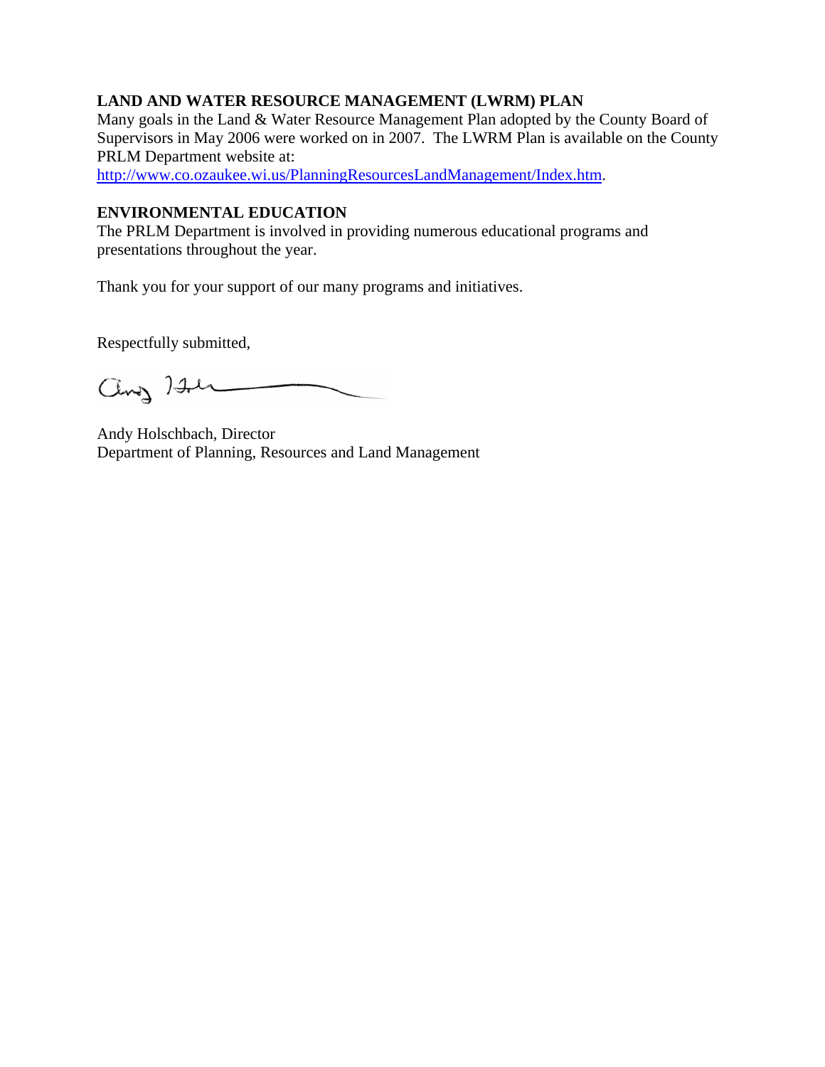**LAND AND WATER RESOURCE MANAGEMENT (LWRM) PLAN**

Many goals in the Land & Water Resource Management Plan adopted by the County Board of Supervisors in May 2006 were worked on in 2007. The LWRM Plan is available on the County PRLM Department website at:
http://www.co.ozaukee.wi.us/PlanningResourcesLandManagement/Index.htm.

**ENVIRONMENTAL EDUCATION**

The PRLM Department is involved in providing numerous educational programs and presentations throughout the year.

Thank you for your support of our many programs and initiatives.

Respectfully submitted,

Andy Holschbach, Director
Department of Planning, Resources and Land Management